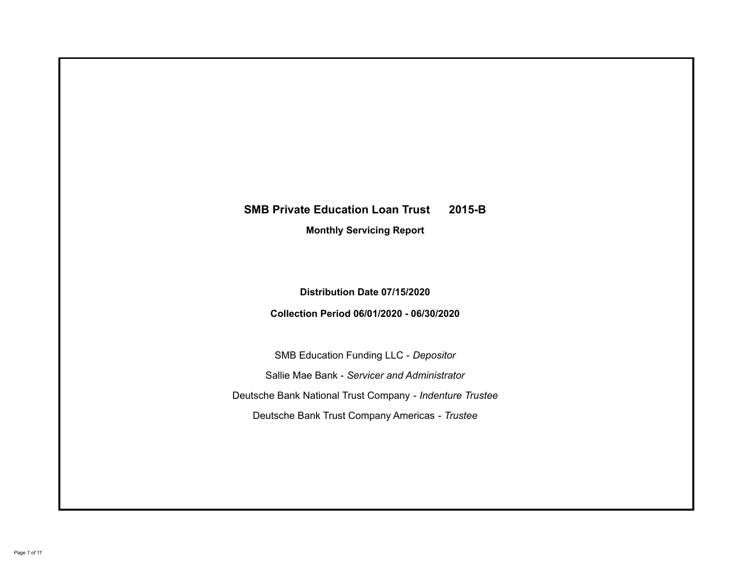# SMB Private Education Loan Trust 2015-B

**Monthly Servicing Report**

**Distribution Date 07/15/2020**

**Collection Period 06/01/2020 - 06/30/2020**

SMB Education Funding LLC - *Depositor*

Sallie Mae Bank - *Servicer and Administrator*

Deutsche Bank National Trust Company - *Indenture Trustee*

Deutsche Bank Trust Company Americas - *Trustee*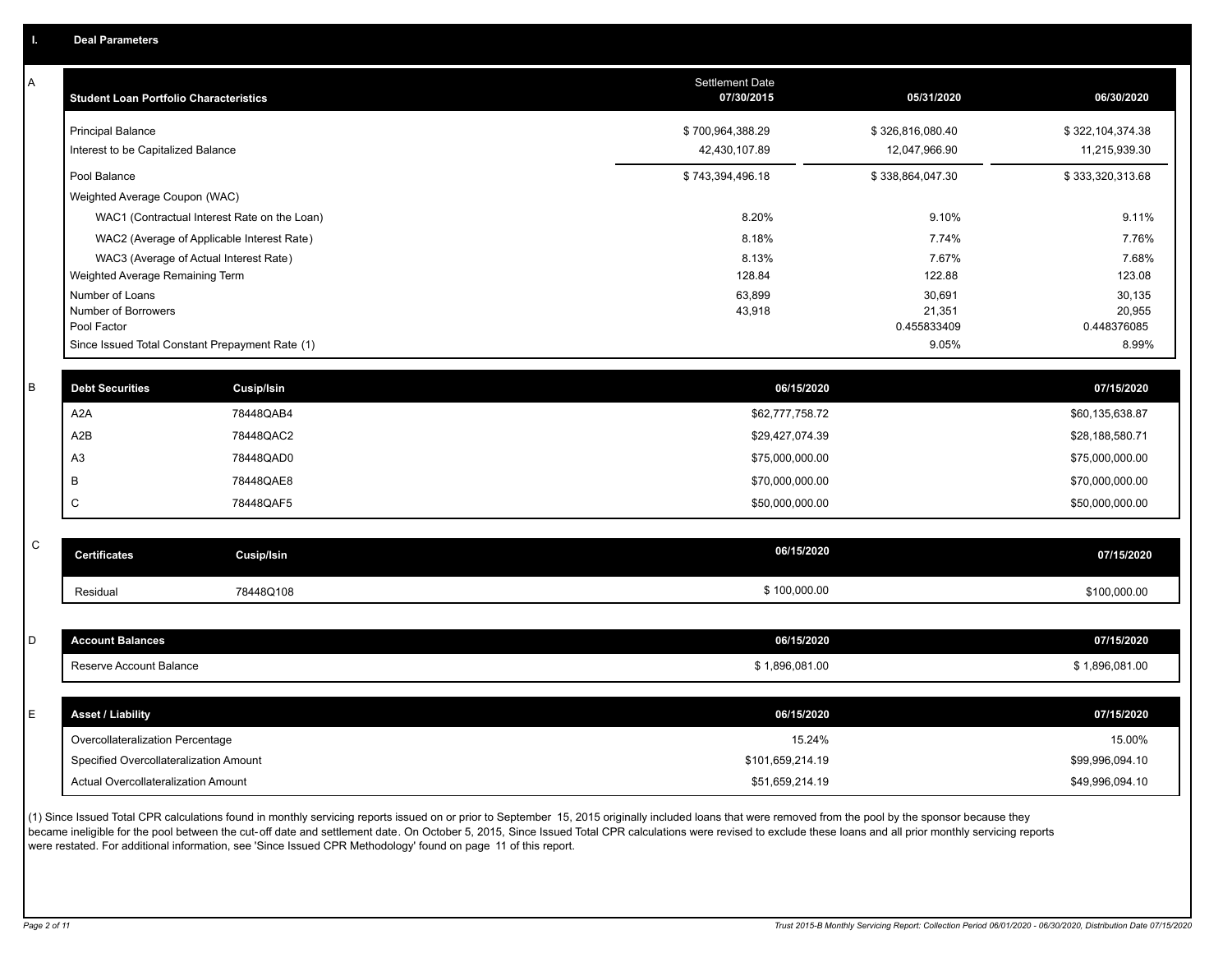## I. Deal Parameters

### A

| Student Loan Portfolio Characteristics | Settlement Date 07/30/2015 | 05/31/2020 | 06/30/2020 |
|---|---|---|---|
| Principal Balance | $ 700,964,388.29 | $ 326,816,080.40 | $ 322,104,374.38 |
| Interest to be Capitalized Balance | 42,430,107.89 | 12,047,966.90 | 11,215,939.30 |
| Pool Balance | $ 743,394,496.18 | $ 338,864,047.30 | $ 333,320,313.68 |
| Weighted Average Coupon (WAC) | | | |
| WAC1 (Contractual Interest Rate on the Loan) | 8.20% | 9.10% | 9.11% |
| WAC2 (Average of Applicable Interest Rate) | 8.18% | 7.74% | 7.76% |
| WAC3 (Average of Actual Interest Rate) | 8.13% | 7.67% | 7.68% |
| Weighted Average Remaining Term | 128.84 | 122.88 | 123.08 |
| Number of Loans | 63,899 | 30,691 | 30,135 |
| Number of Borrowers | 43,918 | 21,351 | 20,955 |
| Pool Factor | | 0.455833409 | 0.448376085 |
| Since Issued Total Constant Prepayment Rate (1) | | 9.05% | 8.99% |

### B

| Debt Securities | Cusip/Isin | 06/15/2020 | 07/15/2020 |
|---|---|---|---|
| A2A | 78448QAB4 | $62,777,758.72 | $60,135,638.87 |
| A2B | 78448QAC2 | $29,427,074.39 | $28,188,580.71 |
| A3 | 78448QAD0 | $75,000,000.00 | $75,000,000.00 |
| B | 78448QAE8 | $70,000,000.00 | $70,000,000.00 |
| C | 78448QAF5 | $50,000,000.00 | $50,000,000.00 |

### C

| Certificates | Cusip/Isin | 06/15/2020 | 07/15/2020 |
|---|---|---|---|
| Residual | 78448Q108 | $ 100,000.00 | $100,000.00 |

### D

| Account Balances | 06/15/2020 | 07/15/2020 |
|---|---|---|
| Reserve Account Balance | $ 1,896,081.00 | $ 1,896,081.00 |

### E

| Asset / Liability | 06/15/2020 | 07/15/2020 |
|---|---|---|
| Overcollateralization Percentage | 15.24% | 15.00% |
| Specified Overcollateralization Amount | $101,659,214.19 | $99,996,094.10 |
| Actual Overcollateralization Amount | $51,659,214.19 | $49,996,094.10 |

(1) Since Issued Total CPR calculations found in monthly servicing reports issued on or prior to September 15, 2015 originally included loans that were removed from the pool by the sponsor because they became ineligible for the pool between the cut-off date and settlement date. On October 5, 2015, Since Issued Total CPR calculations were revised to exclude these loans and all prior monthly servicing reports were restated. For additional information, see 'Since Issued CPR Methodology' found on page 11 of this report.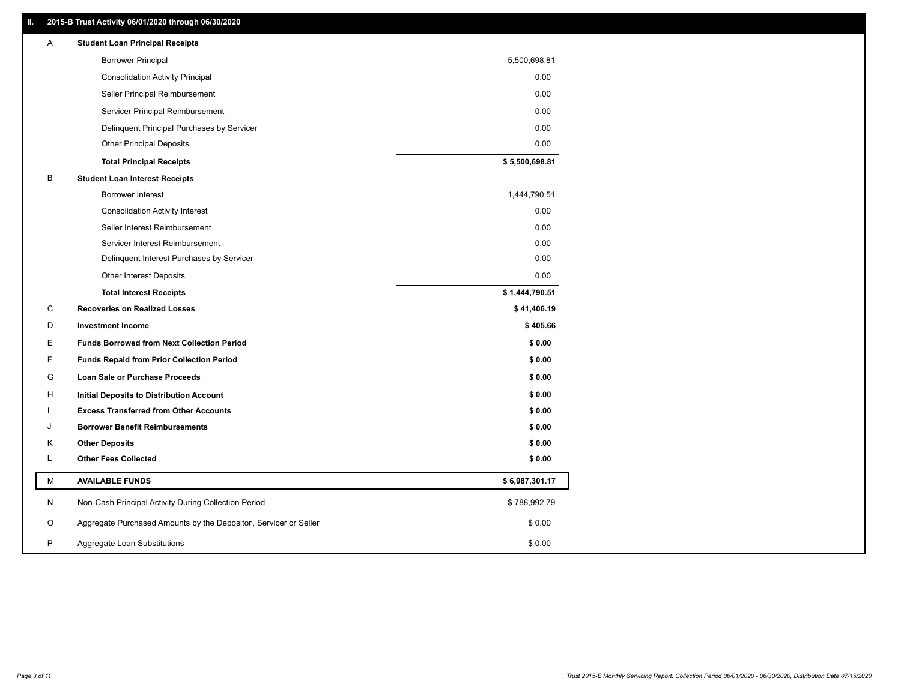## II. 2015-B Trust Activity 06/01/2020 through 06/30/2020

| | | |
|---|---|---|
| A | **Student Loan Principal Receipts** | |
| | Borrower Principal | 5,500,698.81 |
| | Consolidation Activity Principal | 0.00 |
| | Seller Principal Reimbursement | 0.00 |
| | Servicer Principal Reimbursement | 0.00 |
| | Delinquent Principal Purchases by Servicer | 0.00 |
| | Other Principal Deposits | 0.00 |
| | **Total Principal Receipts** | **$ 5,500,698.81** |
| B | **Student Loan Interest Receipts** | |
| | Borrower Interest | 1,444,790.51 |
| | Consolidation Activity Interest | 0.00 |
| | Seller Interest Reimbursement | 0.00 |
| | Servicer Interest Reimbursement | 0.00 |
| | Delinquent Interest Purchases by Servicer | 0.00 |
| | Other Interest Deposits | 0.00 |
| | **Total Interest Receipts** | **$ 1,444,790.51** |
| C | **Recoveries on Realized Losses** | **$ 41,406.19** |
| D | **Investment Income** | **$ 405.66** |
| E | **Funds Borrowed from Next Collection Period** | **$ 0.00** |
| F | **Funds Repaid from Prior Collection Period** | **$ 0.00** |
| G | **Loan Sale or Purchase Proceeds** | **$ 0.00** |
| H | **Initial Deposits to Distribution Account** | **$ 0.00** |
| I | **Excess Transferred from Other Accounts** | **$ 0.00** |
| J | **Borrower Benefit Reimbursements** | **$ 0.00** |
| K | **Other Deposits** | **$ 0.00** |
| L | **Other Fees Collected** | **$ 0.00** |
| M | **AVAILABLE FUNDS** | **$ 6,987,301.17** |
| N | Non-Cash Principal Activity During Collection Period | $ 788,992.79 |
| O | Aggregate Purchased Amounts by the Depositor, Servicer or Seller | $ 0.00 |
| P | Aggregate Loan Substitutions | $ 0.00 |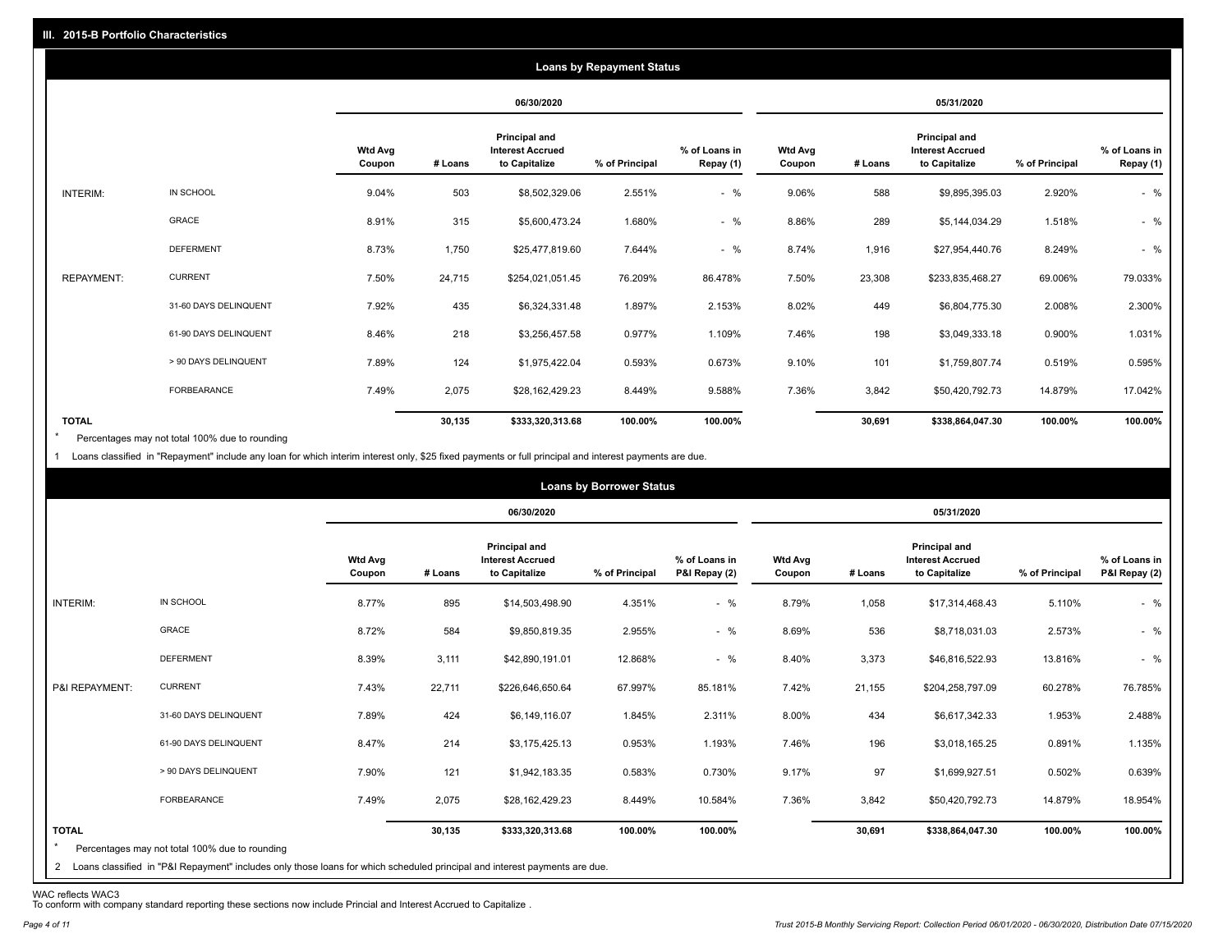## III. 2015-B Portfolio Characteristics

### Loans by Repayment Status

| | | 06/30/2020 | | | | | 05/31/2020 | | | | |
|---|---|---|---|---|---|---|---|---|---|---|---|
| | | Wtd Avg Coupon | # Loans | Principal and Interest Accrued to Capitalize | % of Principal | % of Loans in Repay (1) | Wtd Avg Coupon | # Loans | Principal and Interest Accrued to Capitalize | % of Principal | % of Loans in Repay (1) |
| INTERIM: | IN SCHOOL | 9.04% | 503 | $8,502,329.06 | 2.551% | - % | 9.06% | 588 | $9,895,395.03 | 2.920% | - % |
| | GRACE | 8.91% | 315 | $5,600,473.24 | 1.680% | - % | 8.86% | 289 | $5,144,034.29 | 1.518% | - % |
| | DEFERMENT | 8.73% | 1,750 | $25,477,819.60 | 7.644% | - % | 8.74% | 1,916 | $27,954,440.76 | 8.249% | - % |
| REPAYMENT: | CURRENT | 7.50% | 24,715 | $254,021,051.45 | 76.209% | 86.478% | 7.50% | 23,308 | $233,835,468.27 | 69.006% | 79.033% |
| | 31-60 DAYS DELINQUENT | 7.92% | 435 | $6,324,331.48 | 1.897% | 2.153% | 8.02% | 449 | $6,804,775.30 | 2.008% | 2.300% |
| | 61-90 DAYS DELINQUENT | 8.46% | 218 | $3,256,457.58 | 0.977% | 1.109% | 7.46% | 198 | $3,049,333.18 | 0.900% | 1.031% |
| | > 90 DAYS DELINQUENT | 7.89% | 124 | $1,975,422.04 | 0.593% | 0.673% | 9.10% | 101 | $1,759,807.74 | 0.519% | 0.595% |
| | FORBEARANCE | 7.49% | 2,075 | $28,162,429.23 | 8.449% | 9.588% | 7.36% | 3,842 | $50,420,792.73 | 14.879% | 17.042% |
| **TOTAL** | | | **30,135** | **$333,320,313.68** | **100.00%** | **100.00%** | | **30,691** | **$338,864,047.30** | **100.00%** | **100.00%** |

\* Percentages may not total 100% due to rounding

1 Loans classified in "Repayment" include any loan for which interim interest only, $25 fixed payments or full principal and interest payments are due.

### Loans by Borrower Status

| | | 06/30/2020 | | | | | 05/31/2020 | | | | |
|---|---|---|---|---|---|---|---|---|---|---|---|
| | | Wtd Avg Coupon | # Loans | Principal and Interest Accrued to Capitalize | % of Principal | % of Loans in P&I Repay (2) | Wtd Avg Coupon | # Loans | Principal and Interest Accrued to Capitalize | % of Principal | % of Loans in P&I Repay (2) |
| INTERIM: | IN SCHOOL | 8.77% | 895 | $14,503,498.90 | 4.351% | - % | 8.79% | 1,058 | $17,314,468.43 | 5.110% | - % |
| | GRACE | 8.72% | 584 | $9,850,819.35 | 2.955% | - % | 8.69% | 536 | $8,718,031.03 | 2.573% | - % |
| | DEFERMENT | 8.39% | 3,111 | $42,890,191.01 | 12.868% | - % | 8.40% | 3,373 | $46,816,522.93 | 13.816% | - % |
| P&I REPAYMENT: | CURRENT | 7.43% | 22,711 | $226,646,650.64 | 67.997% | 85.181% | 7.42% | 21,155 | $204,258,797.09 | 60.278% | 76.785% |
| | 31-60 DAYS DELINQUENT | 7.89% | 424 | $6,149,116.07 | 1.845% | 2.311% | 8.00% | 434 | $6,617,342.33 | 1.953% | 2.488% |
| | 61-90 DAYS DELINQUENT | 8.47% | 214 | $3,175,425.13 | 0.953% | 1.193% | 7.46% | 196 | $3,018,165.25 | 0.891% | 1.135% |
| | > 90 DAYS DELINQUENT | 7.90% | 121 | $1,942,183.35 | 0.583% | 0.730% | 9.17% | 97 | $1,699,927.51 | 0.502% | 0.639% |
| | FORBEARANCE | 7.49% | 2,075 | $28,162,429.23 | 8.449% | 10.584% | 7.36% | 3,842 | $50,420,792.73 | 14.879% | 18.954% |
| **TOTAL** | | | **30,135** | **$333,320,313.68** | **100.00%** | **100.00%** | | **30,691** | **$338,864,047.30** | **100.00%** | **100.00%** |

\* Percentages may not total 100% due to rounding

2 Loans classified in "P&I Repayment" includes only those loans for which scheduled principal and interest payments are due.

WAC reflects WAC3
To conform with company standard reporting these sections now include Princial and Interest Accrued to Capitalize .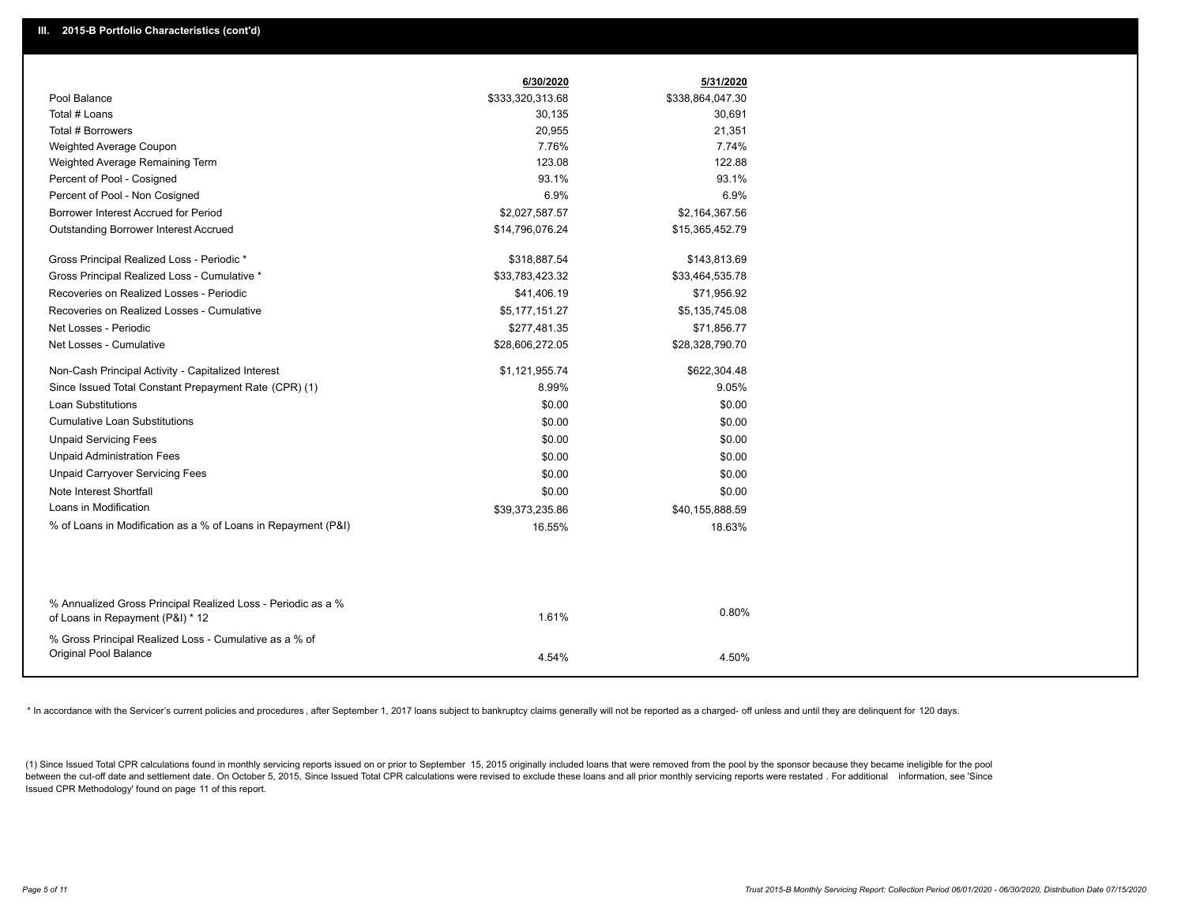## III. 2015-B Portfolio Characteristics (cont'd)

| | 6/30/2020 | 5/31/2020 |
|---|---|---|
| Pool Balance | $333,320,313.68 | $338,864,047.30 |
| Total # Loans | 30,135 | 30,691 |
| Total # Borrowers | 20,955 | 21,351 |
| Weighted Average Coupon | 7.76% | 7.74% |
| Weighted Average Remaining Term | 123.08 | 122.88 |
| Percent of Pool - Cosigned | 93.1% | 93.1% |
| Percent of Pool - Non Cosigned | 6.9% | 6.9% |
| Borrower Interest Accrued for Period | $2,027,587.57 | $2,164,367.56 |
| Outstanding Borrower Interest Accrued | $14,796,076.24 | $15,365,452.79 |
| Gross Principal Realized Loss - Periodic * | $318,887.54 | $143,813.69 |
| Gross Principal Realized Loss - Cumulative * | $33,783,423.32 | $33,464,535.78 |
| Recoveries on Realized Losses - Periodic | $41,406.19 | $71,956.92 |
| Recoveries on Realized Losses - Cumulative | $5,177,151.27 | $5,135,745.08 |
| Net Losses - Periodic | $277,481.35 | $71,856.77 |
| Net Losses - Cumulative | $28,606,272.05 | $28,328,790.70 |
| Non-Cash Principal Activity - Capitalized Interest | $1,121,955.74 | $622,304.48 |
| Since Issued Total Constant Prepayment Rate (CPR) (1) | 8.99% | 9.05% |
| Loan Substitutions | $0.00 | $0.00 |
| Cumulative Loan Substitutions | $0.00 | $0.00 |
| Unpaid Servicing Fees | $0.00 | $0.00 |
| Unpaid Administration Fees | $0.00 | $0.00 |
| Unpaid Carryover Servicing Fees | $0.00 | $0.00 |
| Note Interest Shortfall | $0.00 | $0.00 |
| Loans in Modification | $39,373,235.86 | $40,155,888.59 |
| % of Loans in Modification as a % of Loans in Repayment (P&I) | 16.55% | 18.63% |
| % Annualized Gross Principal Realized Loss - Periodic as a % of Loans in Repayment (P&I) * 12 | 1.61% | 0.80% |
| % Gross Principal Realized Loss - Cumulative as a % of Original Pool Balance | 4.54% | 4.50% |

* In accordance with the Servicer's current policies and procedures, after September 1, 2017 loans subject to bankruptcy claims generally will not be reported as a charged- off unless and until they are delinquent for 120 days.

(1) Since Issued Total CPR calculations found in monthly servicing reports issued on or prior to September 15, 2015 originally included loans that were removed from the pool by the sponsor because they became ineligible for the pool between the cut-off date and settlement date. On October 5, 2015, Since Issued Total CPR calculations were revised to exclude these loans and all prior monthly servicing reports were restated . For additional information, see 'Since Issued CPR Methodology' found on page 11 of this report.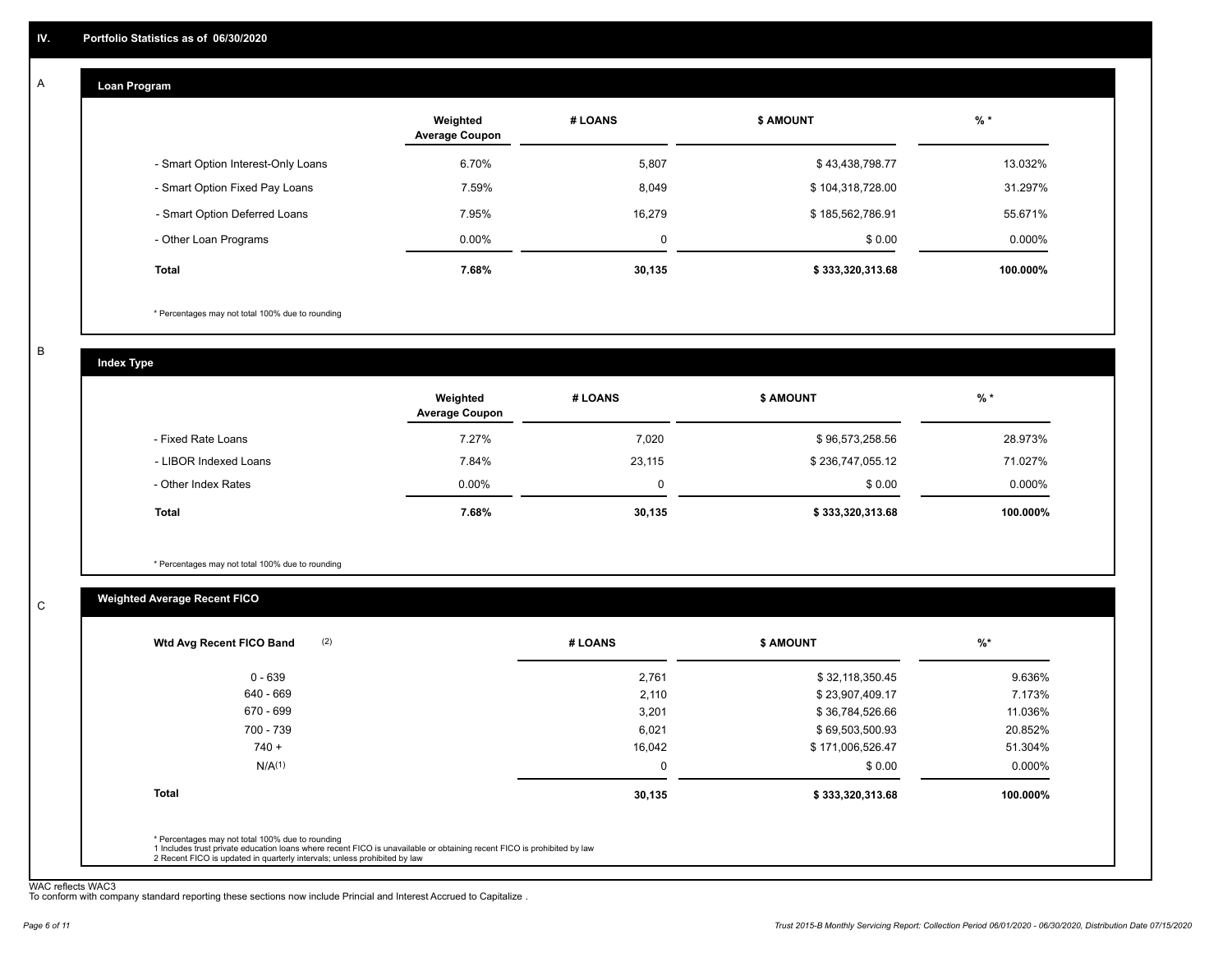## IV. Portfolio Statistics as of 06/30/2020

### A Loan Program

| | Weighted Average Coupon | # LOANS | $ AMOUNT | % * |
|---|---|---|---|---|
| - Smart Option Interest-Only Loans | 6.70% | 5,807 | $ 43,438,798.77 | 13.032% |
| - Smart Option Fixed Pay Loans | 7.59% | 8,049 | $ 104,318,728.00 | 31.297% |
| - Smart Option Deferred Loans | 7.95% | 16,279 | $ 185,562,786.91 | 55.671% |
| - Other Loan Programs | 0.00% | 0 | $ 0.00 | 0.000% |
| **Total** | **7.68%** | **30,135** | **$ 333,320,313.68** | **100.000%** |

* Percentages may not total 100% due to rounding

### B Index Type

| | Weighted Average Coupon | # LOANS | $ AMOUNT | % * |
|---|---|---|---|---|
| - Fixed Rate Loans | 7.27% | 7,020 | $ 96,573,258.56 | 28.973% |
| - LIBOR Indexed Loans | 7.84% | 23,115 | $ 236,747,055.12 | 71.027% |
| - Other Index Rates | 0.00% | 0 | $ 0.00 | 0.000% |
| **Total** | **7.68%** | **30,135** | **$ 333,320,313.68** | **100.000%** |

* Percentages may not total 100% due to rounding

### C Weighted Average Recent FICO

| Wtd Avg Recent FICO Band (2) | # LOANS | $ AMOUNT | %* |
|---|---|---|---|
| 0 - 639 | 2,761 | $ 32,118,350.45 | 9.636% |
| 640 - 669 | 2,110 | $ 23,907,409.17 | 7.173% |
| 670 - 699 | 3,201 | $ 36,784,526.66 | 11.036% |
| 700 - 739 | 6,021 | $ 69,503,500.93 | 20.852% |
| 740 + | 16,042 | $ 171,006,526.47 | 51.304% |
| N/A(1) | 0 | $ 0.00 | 0.000% |
| **Total** | **30,135** | **$ 333,320,313.68** | **100.000%** |

* Percentages may not total 100% due to rounding
1 Includes trust private education loans where recent FICO is unavailable or obtaining recent FICO is prohibited by law
2 Recent FICO is updated in quarterly intervals; unless prohibited by law

WAC reflects WAC3
To conform with company standard reporting these sections now include Princial and Interest Accrued to Capitalize .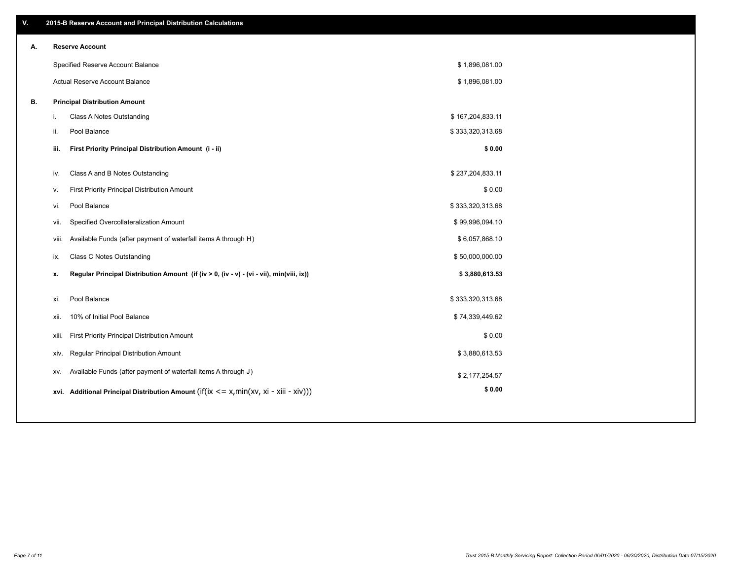## V. 2015-B Reserve Account and Principal Distribution Calculations

### A. Reserve Account

| | |
|---|---|
| Specified Reserve Account Balance | $ 1,896,081.00 |
| Actual Reserve Account Balance | $ 1,896,081.00 |

### B. Principal Distribution Amount

| | | |
|---|---|---|
| i. | Class A Notes Outstanding | $ 167,204,833.11 |
| ii. | Pool Balance | $ 333,320,313.68 |
| **iii.** | **First Priority Principal Distribution Amount (i - ii)** | **$ 0.00** |
| iv. | Class A and B Notes Outstanding | $ 237,204,833.11 |
| v. | First Priority Principal Distribution Amount | $ 0.00 |
| vi. | Pool Balance | $ 333,320,313.68 |
| vii. | Specified Overcollateralization Amount | $ 99,996,094.10 |
| viii. | Available Funds (after payment of waterfall items A through H) | $ 6,057,868.10 |
| ix. | Class C Notes Outstanding | $ 50,000,000.00 |
| **x.** | **Regular Principal Distribution Amount (if (iv > 0, (iv - v) - (vi - vii), min(viii, ix))** | **$ 3,880,613.53** |
| xi. | Pool Balance | $ 333,320,313.68 |
| xii. | 10% of Initial Pool Balance | $ 74,339,449.62 |
| xiii. | First Priority Principal Distribution Amount | $ 0.00 |
| xiv. | Regular Principal Distribution Amount | $ 3,880,613.53 |
| xv. | Available Funds (after payment of waterfall items A through J) | $ 2,177,254.57 |
| **xvi.** | **Additional Principal Distribution Amount** (if(ix <= x,min(xv, xi - xiii - xiv))) | **$ 0.00** |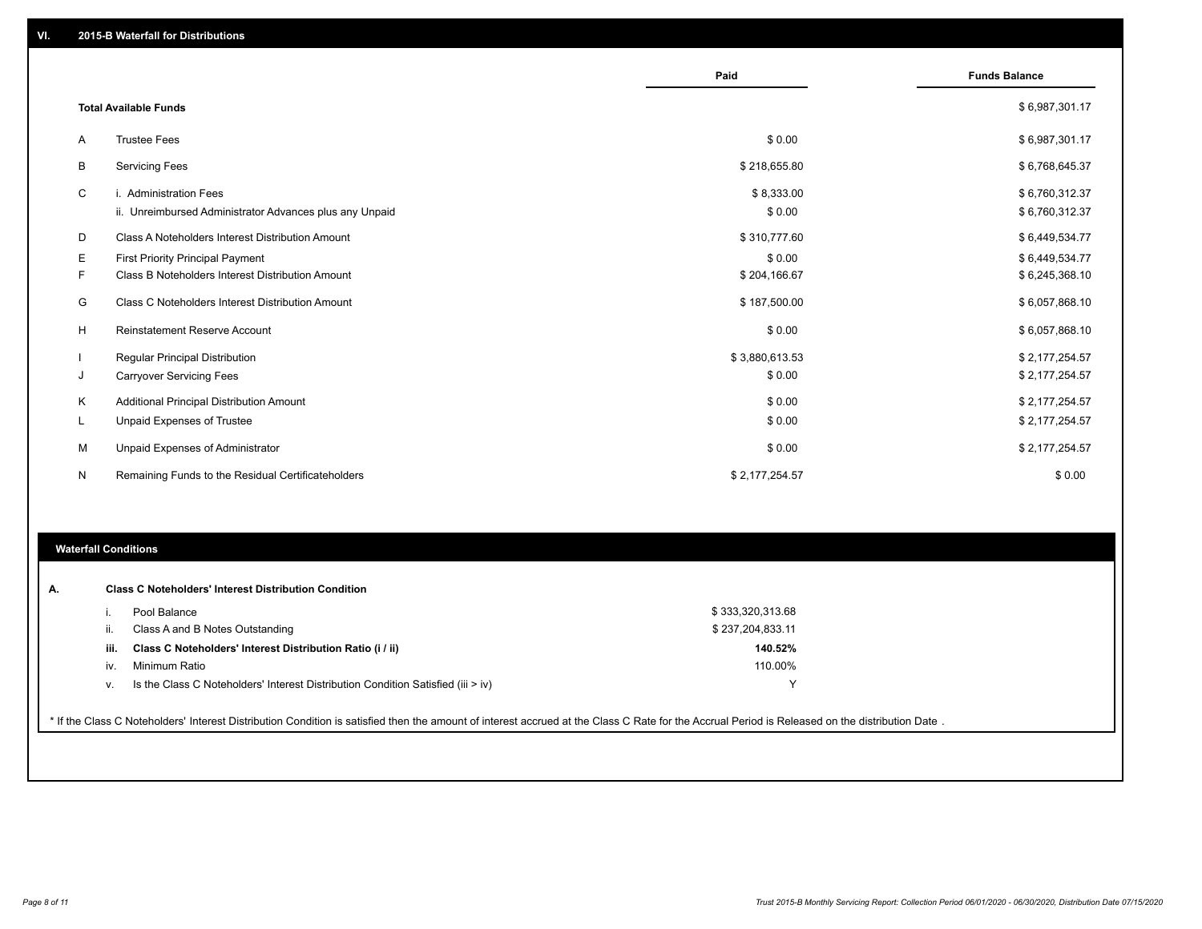## VI. 2015-B Waterfall for Distributions

| | | Paid | Funds Balance |
|---|---|---|---|
| | **Total Available Funds** | | $ 6,987,301.17 |
| A | Trustee Fees | $ 0.00 | $ 6,987,301.17 |
| B | Servicing Fees | $ 218,655.80 | $ 6,768,645.37 |
| C | i. Administration Fees | $ 8,333.00 | $ 6,760,312.37 |
| | ii. Unreimbursed Administrator Advances plus any Unpaid | $ 0.00 | $ 6,760,312.37 |
| D | Class A Noteholders Interest Distribution Amount | $ 310,777.60 | $ 6,449,534.77 |
| E | First Priority Principal Payment | $ 0.00 | $ 6,449,534.77 |
| F | Class B Noteholders Interest Distribution Amount | $ 204,166.67 | $ 6,245,368.10 |
| G | Class C Noteholders Interest Distribution Amount | $ 187,500.00 | $ 6,057,868.10 |
| H | Reinstatement Reserve Account | $ 0.00 | $ 6,057,868.10 |
| I | Regular Principal Distribution | $ 3,880,613.53 | $ 2,177,254.57 |
| J | Carryover Servicing Fees | $ 0.00 | $ 2,177,254.57 |
| K | Additional Principal Distribution Amount | $ 0.00 | $ 2,177,254.57 |
| L | Unpaid Expenses of Trustee | $ 0.00 | $ 2,177,254.57 |
| M | Unpaid Expenses of Administrator | $ 0.00 | $ 2,177,254.57 |
| N | Remaining Funds to the Residual Certificateholders | $ 2,177,254.57 | $ 0.00 |

### Waterfall Conditions

**A. Class C Noteholders' Interest Distribution Condition**

| | | |
|---|---|---|
| i. | Pool Balance | $ 333,320,313.68 |
| ii. | Class A and B Notes Outstanding | $ 237,204,833.11 |
| **iii.** | **Class C Noteholders' Interest Distribution Ratio (i / ii)** | **140.52%** |
| iv. | Minimum Ratio | 110.00% |
| v. | Is the Class C Noteholders' Interest Distribution Condition Satisfied (iii > iv) | Y |

* If the Class C Noteholders' Interest Distribution Condition is satisfied then the amount of interest accrued at the Class C Rate for the Accrual Period is Released on the distribution Date .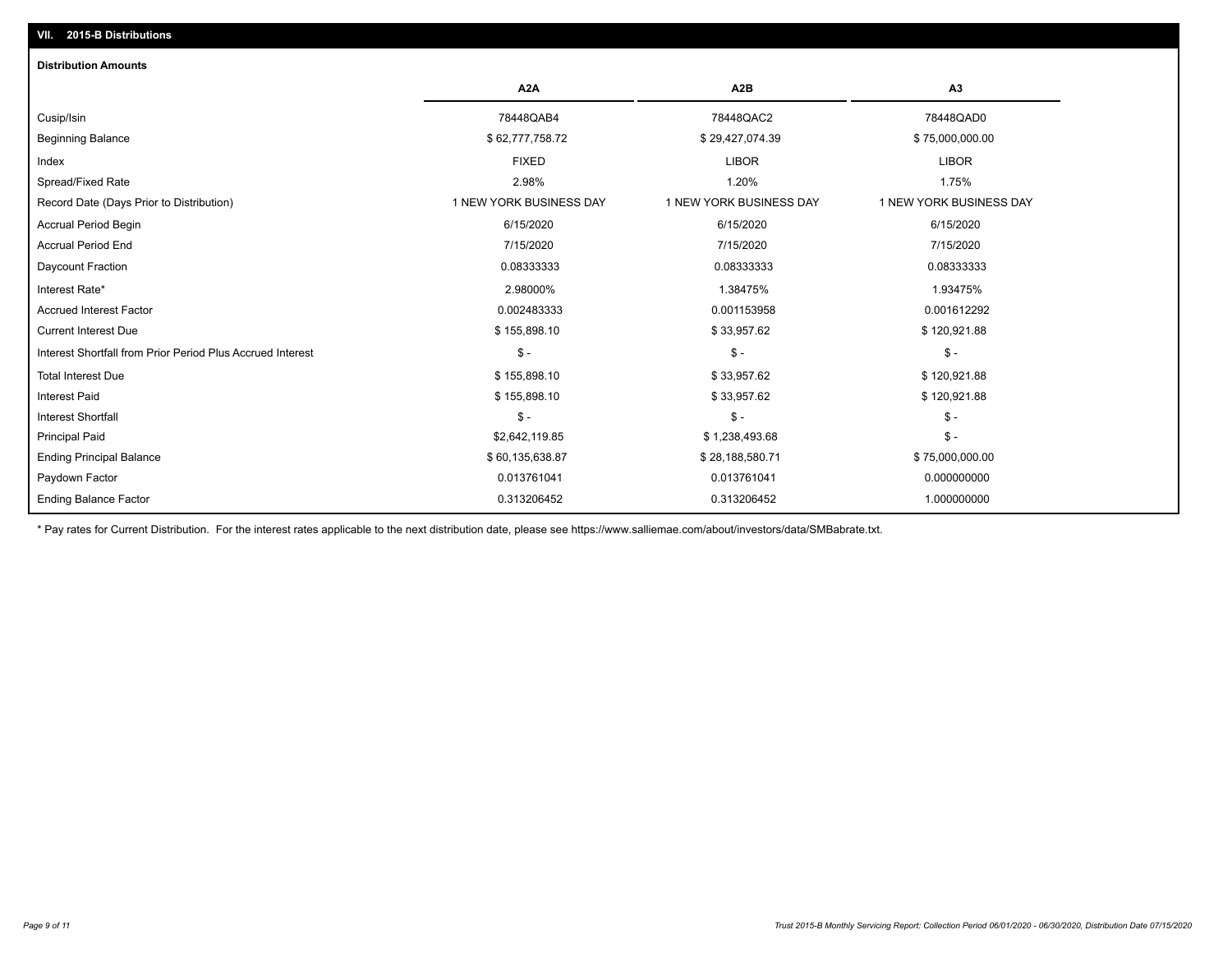## VII. 2015-B Distributions

### Distribution Amounts

| | A2A | A2B | A3 |
|---|---|---|---|
| Cusip/Isin | 78448QAB4 | 78448QAC2 | 78448QAD0 |
| Beginning Balance | $ 62,777,758.72 | $ 29,427,074.39 | $ 75,000,000.00 |
| Index | FIXED | LIBOR | LIBOR |
| Spread/Fixed Rate | 2.98% | 1.20% | 1.75% |
| Record Date (Days Prior to Distribution) | 1 NEW YORK BUSINESS DAY | 1 NEW YORK BUSINESS DAY | 1 NEW YORK BUSINESS DAY |
| Accrual Period Begin | 6/15/2020 | 6/15/2020 | 6/15/2020 |
| Accrual Period End | 7/15/2020 | 7/15/2020 | 7/15/2020 |
| Daycount Fraction | 0.08333333 | 0.08333333 | 0.08333333 |
| Interest Rate* | 2.98000% | 1.38475% | 1.93475% |
| Accrued Interest Factor | 0.002483333 | 0.001153958 | 0.001612292 |
| Current Interest Due | $ 155,898.10 | $ 33,957.62 | $ 120,921.88 |
| Interest Shortfall from Prior Period Plus Accrued Interest | $ - | $ - | $ - |
| Total Interest Due | $ 155,898.10 | $ 33,957.62 | $ 120,921.88 |
| Interest Paid | $ 155,898.10 | $ 33,957.62 | $ 120,921.88 |
| Interest Shortfall | $ - | $ - | $ - |
| Principal Paid | $2,642,119.85 | $ 1,238,493.68 | $ - |
| Ending Principal Balance | $ 60,135,638.87 | $ 28,188,580.71 | $ 75,000,000.00 |
| Paydown Factor | 0.013761041 | 0.013761041 | 0.000000000 |
| Ending Balance Factor | 0.313206452 | 0.313206452 | 1.000000000 |

* Pay rates for Current Distribution. For the interest rates applicable to the next distribution date, please see https://www.salliemae.com/about/investors/data/SMBabrate.txt.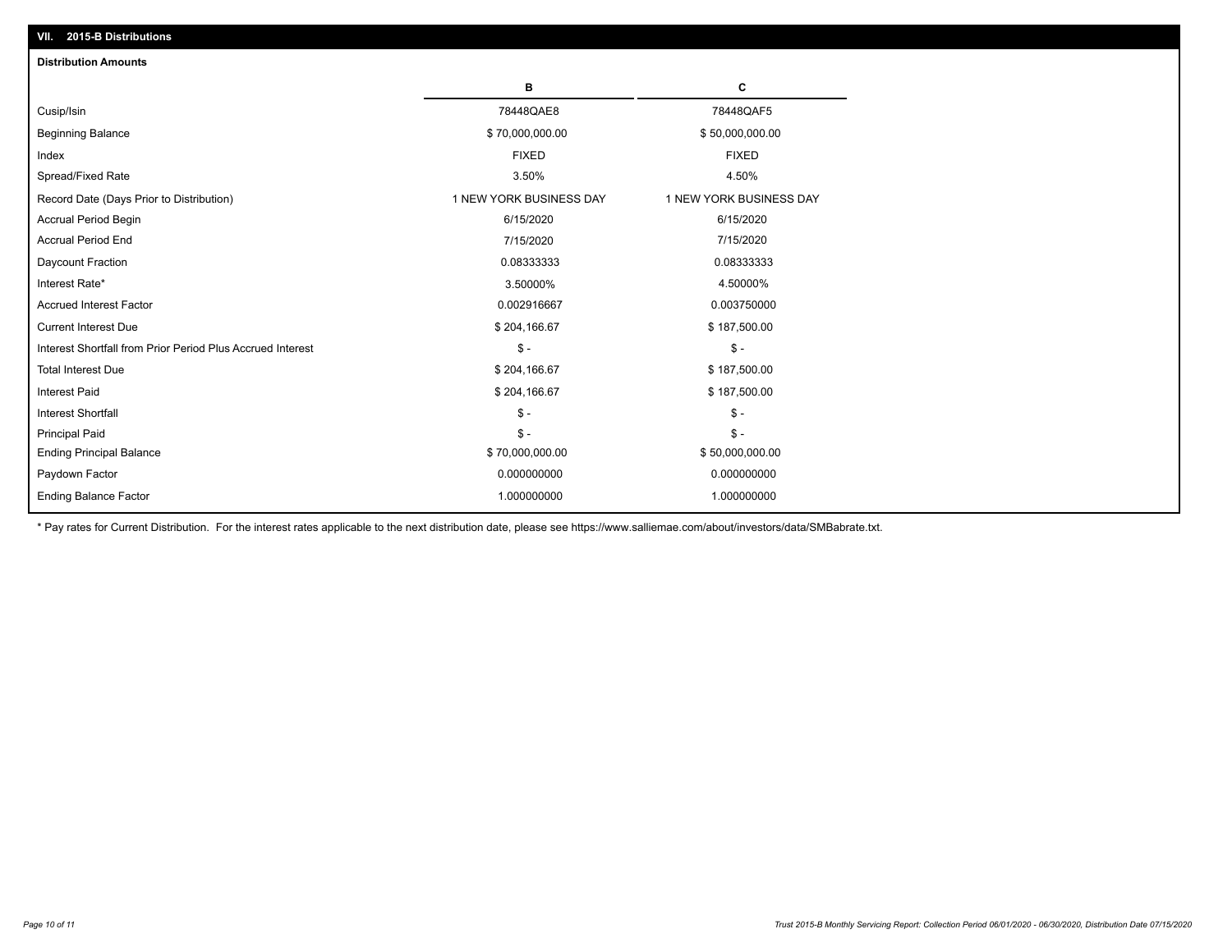## VII. 2015-B Distributions

### Distribution Amounts

| | B | C |
|---|---|---|
| Cusip/Isin | 78448QAE8 | 78448QAF5 |
| Beginning Balance | $ 70,000,000.00 | $ 50,000,000.00 |
| Index | FIXED | FIXED |
| Spread/Fixed Rate | 3.50% | 4.50% |
| Record Date (Days Prior to Distribution) | 1 NEW YORK BUSINESS DAY | 1 NEW YORK BUSINESS DAY |
| Accrual Period Begin | 6/15/2020 | 6/15/2020 |
| Accrual Period End | 7/15/2020 | 7/15/2020 |
| Daycount Fraction | 0.08333333 | 0.08333333 |
| Interest Rate* | 3.50000% | 4.50000% |
| Accrued Interest Factor | 0.002916667 | 0.003750000 |
| Current Interest Due | $ 204,166.67 | $ 187,500.00 |
| Interest Shortfall from Prior Period Plus Accrued Interest | $ - | $ - |
| Total Interest Due | $ 204,166.67 | $ 187,500.00 |
| Interest Paid | $ 204,166.67 | $ 187,500.00 |
| Interest Shortfall | $ - | $ - |
| Principal Paid | $ - | $ - |
| Ending Principal Balance | $ 70,000,000.00 | $ 50,000,000.00 |
| Paydown Factor | 0.000000000 | 0.000000000 |
| Ending Balance Factor | 1.000000000 | 1.000000000 |

* Pay rates for Current Distribution. For the interest rates applicable to the next distribution date, please see https://www.salliemae.com/about/investors/data/SMBabrate.txt.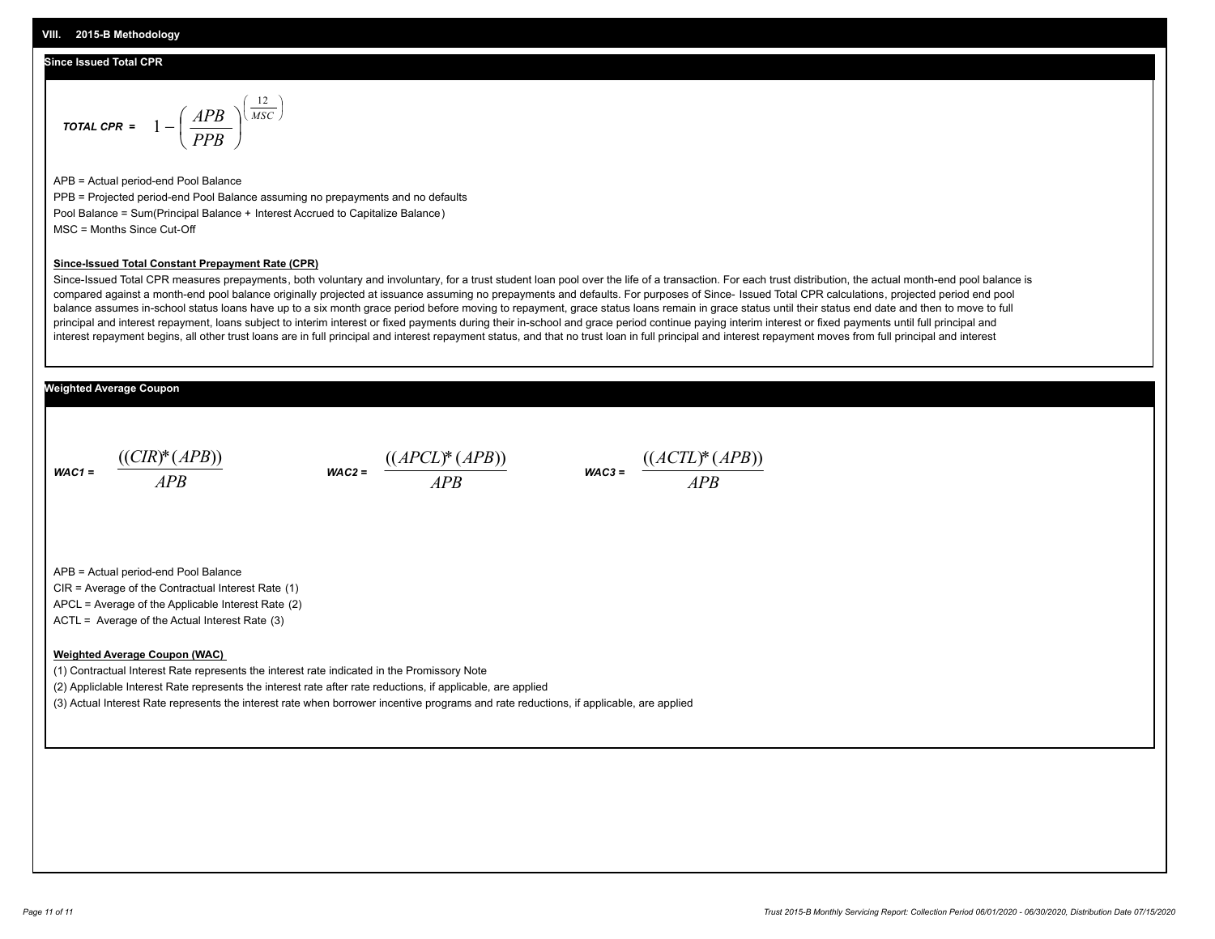## VIII. 2015-B Methodology

### Since Issued Total CPR

$$\textit{TOTAL CPR} = 1 - \left( \frac{APB}{PPB} \right)^{\left( \frac{12}{MSC} \right)}$$

APB = Actual period-end Pool Balance

PPB = Projected period-end Pool Balance assuming no prepayments and no defaults

Pool Balance = Sum(Principal Balance + Interest Accrued to Capitalize Balance)

MSC = Months Since Cut-Off

**Since-Issued Total Constant Prepayment Rate (CPR)**

Since-Issued Total CPR measures prepayments, both voluntary and involuntary, for a trust student loan pool over the life of a transaction. For each trust distribution, the actual month-end pool balance is compared against a month-end pool balance originally projected at issuance assuming no prepayments and defaults. For purposes of Since- Issued Total CPR calculations, projected period end pool balance assumes in-school status loans have up to a six month grace period before moving to repayment, grace status loans remain in grace status until their status end date and then to move to full principal and interest repayment, loans subject to interim interest or fixed payments during their in-school and grace period continue paying interim interest or fixed payments until full principal and interest repayment begins, all other trust loans are in full principal and interest repayment status, and that no trust loan in full principal and interest repayment moves from full principal and interest

### Weighted Average Coupon

$$\textit{WAC1} = \frac{((CIR)*(APB))}{APB} \qquad \textit{WAC2} = \frac{((APCL)*(APB))}{APB} \qquad \textit{WAC3} = \frac{((ACTL)*(APB))}{APB}$$

APB = Actual period-end Pool Balance

CIR = Average of the Contractual Interest Rate (1)

APCL = Average of the Applicable Interest Rate (2)

ACTL = Average of the Actual Interest Rate (3)

**Weighted Average Coupon (WAC)**

(1) Contractual Interest Rate represents the interest rate indicated in the Promissory Note

(2) Appliclable Interest Rate represents the interest rate after rate reductions, if applicable, are applied

(3) Actual Interest Rate represents the interest rate when borrower incentive programs and rate reductions, if applicable, are applied